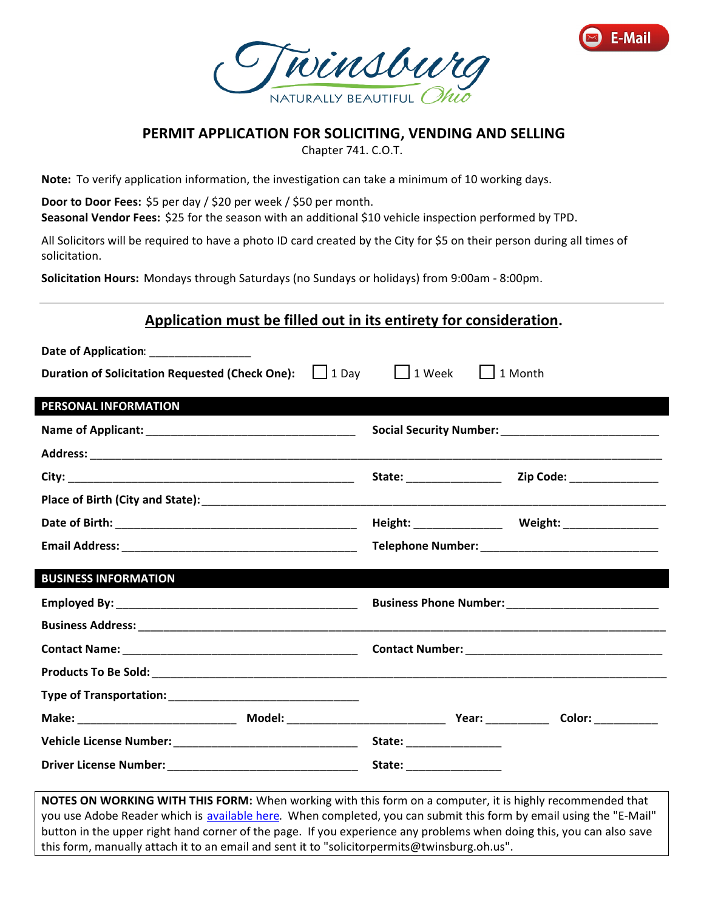E-Mail

Twinsburg
NATURALLY BEAUTIFUL Ohio

# PERMIT APPLICATION FOR SOLICITING, VENDING AND SELLING

Chapter 741. C.O.T.

**Note:** To verify application information, the investigation can take a minimum of 10 working days.

**Door to Door Fees:** $5 per day / $20 per week / $50 per month.
**Seasonal Vendor Fees:** $25 for the season with an additional $10 vehicle inspection performed by TPD.

All Solicitors will be required to have a photo ID card created by the City for $5 on their person during all times of solicitation.

**Solicitation Hours:** Mondays through Saturdays (no Sundays or holidays) from 9:00am - 8:00pm.

---

## Application must be filled out in its entirety for consideration.

**Date of Application:** ________________

**Duration of Solicitation Requested (Check One):** ☐ 1 Day ☐ 1 Week ☐ 1 Month

### PERSONAL INFORMATION

**Name of Applicant:** ________________________________ **Social Security Number:** ________________________

**Address:** ____________________________________________________________________________________

**City:** ____________________________________________ **State:** _______________ **Zip Code:** ______________

**Place of Birth (City and State):** ________________________________________________________________

**Date of Birth:** ______________________________________ **Height:** ______________ **Weight:** _______________

**Email Address:** _____________________________________ **Telephone Number:** ____________________________

### BUSINESS INFORMATION

**Employed By:** ______________________________________ **Business Phone Number:** ________________________

**Business Address:** ____________________________________________________________________________

**Contact Name:** _____________________________________ **Contact Number:** ______________________________

**Products To Be Sold:** __________________________________________________________________________

**Type of Transportation:** ______________________________

**Make:** _________________________ **Model:** _________________________ **Year:** __________ **Color:** __________

**Vehicle License Number:** _____________________________ **State:** _______________

**Driver License Number:** ______________________________ **State:** _______________

**NOTES ON WORKING WITH THIS FORM:** When working with this form on a computer, it is highly recommended that you use Adobe Reader which is available here. When completed, you can submit this form by email using the "E-Mail" button in the upper right hand corner of the page. If you experience any problems when doing this, you can also save this form, manually attach it to an email and sent it to "solicitorpermits@twinsburg.oh.us".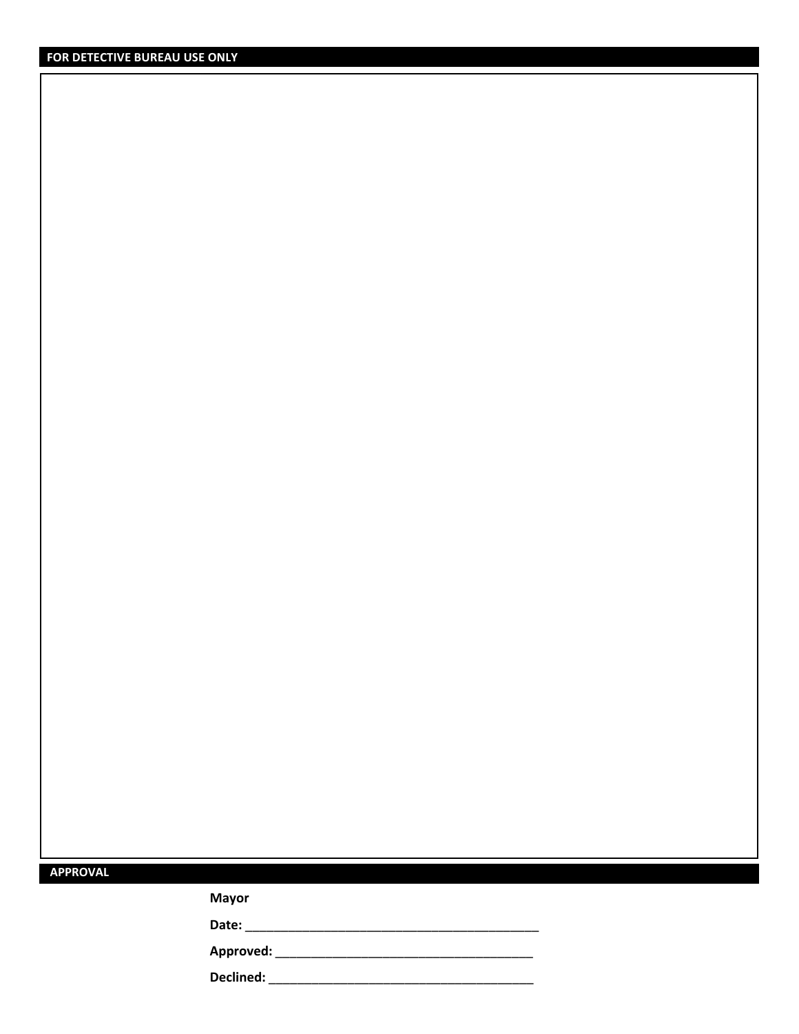## FOR DETECTIVE BUREAU USE ONLY

## APPROVAL

**Mayor**

**Date:** ___________________________________________

**Approved:** ______________________________________

**Declined:** _______________________________________